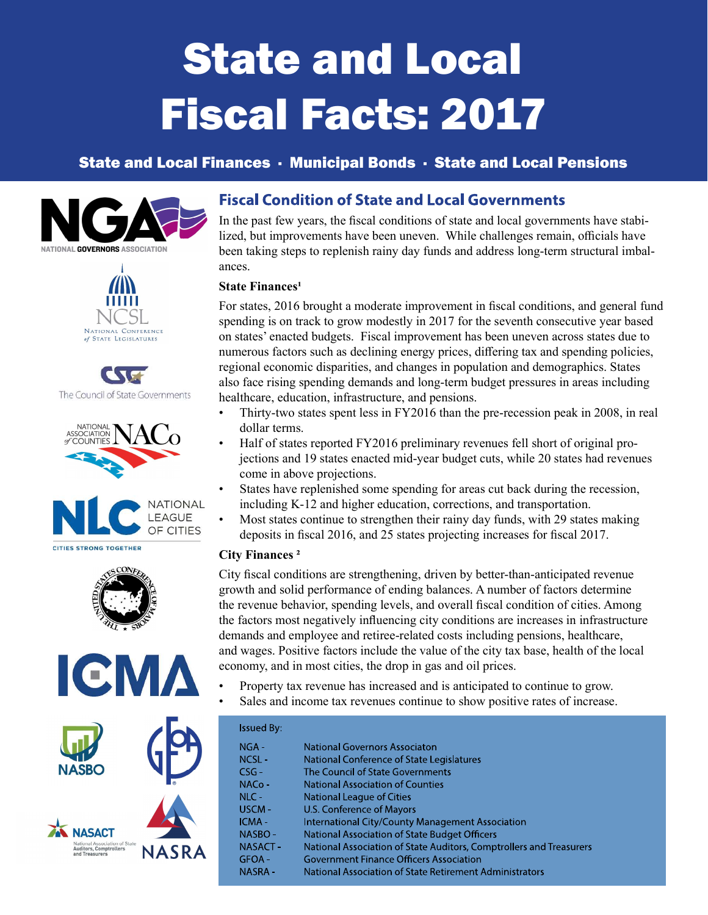# State and Local Fiscal Facts: 2017

**State and Local Finances · Municipal Bonds · State and Local Pensions**

## Fiscal Condition of State and Local Governments

In the past few years, the fiscal conditions of state and local governments have stabilized, but improvements have been uneven. While challenges remain, officials have been taking steps to replenish rainy day funds and address long-term structural imbalances.

### State Finances[1]

For states, 2016 brought a moderate improvement in fiscal conditions, and general fund spending is on track to grow modestly in 2017 for the seventh consecutive year based on states' enacted budgets. Fiscal improvement has been uneven across states due to numerous factors such as declining energy prices, differing tax and spending policies, regional economic disparities, and changes in population and demographics. States also face rising spending demands and long-term budget pressures in areas including healthcare, education, infrastructure, and pensions.

- Thirty-two states spent less in FY2016 than the pre-recession peak in 2008, in real dollar terms.
- Half of states reported FY2016 preliminary revenues fell short of original projections and 19 states enacted mid-year budget cuts, while 20 states had revenues come in above projections.
- States have replenished some spending for areas cut back during the recession, including K-12 and higher education, corrections, and transportation.
- Most states continue to strengthen their rainy day funds, with 29 states making deposits in fiscal 2016, and 25 states projecting increases for fiscal 2017.

### City Finances[2]

City fiscal conditions are strengthening, driven by better-than-anticipated revenue growth and solid performance of ending balances. A number of factors determine the revenue behavior, spending levels, and overall fiscal condition of cities. Among the factors most negatively influencing city conditions are increases in infrastructure demands and employee and retiree-related costs including pensions, healthcare, and wages. Positive factors include the value of the city tax base, health of the local economy, and in most cities, the drop in gas and oil prices.

- Property tax revenue has increased and is anticipated to continue to grow.
- Sales and income tax revenues continue to show positive rates of increase.

Issued By:

| | |
|---|---|
| NGA - | National Governors Associaton |
| NCSL - | National Conference of State Legislatures |
| CSG - | The Council of State Governments |
| NACo - | National Association of Counties |
| NLC - | National League of Cities |
| USCM - | U.S. Conference of Mayors |
| ICMA - | International City/County Management Association |
| NASBO - | National Association of State Budget Officers |
| NASACT - | National Association of State Auditors, Comptrollers and Treasurers |
| GFOA - | Government Finance Officers Association |
| NASRA - | National Association of State Retirement Administrators |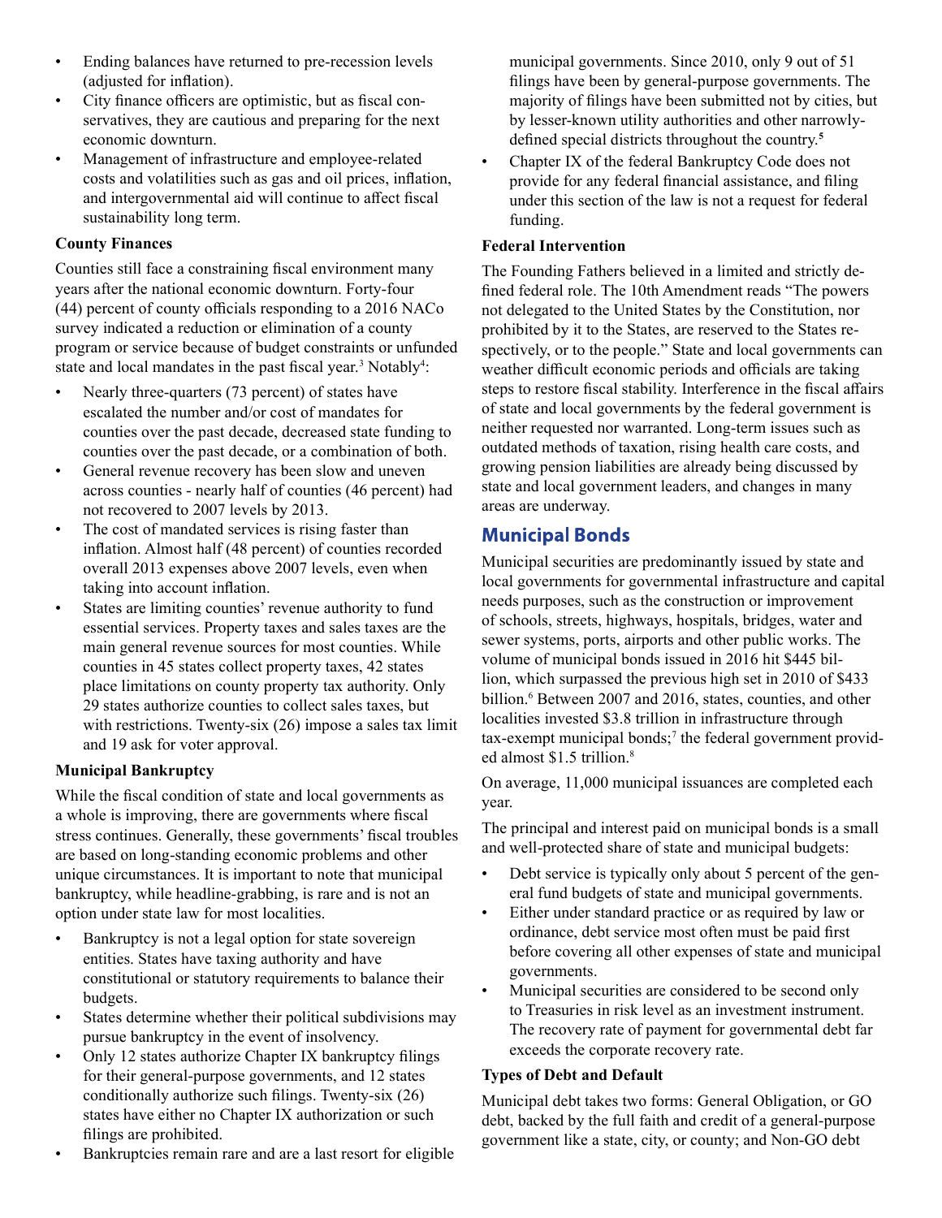- Ending balances have returned to pre-recession levels (adjusted for inflation).
- City finance officers are optimistic, but as fiscal conservatives, they are cautious and preparing for the next economic downturn.
- Management of infrastructure and employee-related costs and volatilities such as gas and oil prices, inflation, and intergovernmental aid will continue to affect fiscal sustainability long term.

**County Finances**

Counties still face a constraining fiscal environment many years after the national economic downturn. Forty-four (44) percent of county officials responding to a 2016 NACo survey indicated a reduction or elimination of a county program or service because of budget constraints or unfunded state and local mandates in the past fiscal year.[3] Notably[4]:

- Nearly three-quarters (73 percent) of states have escalated the number and/or cost of mandates for counties over the past decade, decreased state funding to counties over the past decade, or a combination of both.
- General revenue recovery has been slow and uneven across counties - nearly half of counties (46 percent) had not recovered to 2007 levels by 2013.
- The cost of mandated services is rising faster than inflation. Almost half (48 percent) of counties recorded overall 2013 expenses above 2007 levels, even when taking into account inflation.
- States are limiting counties' revenue authority to fund essential services. Property taxes and sales taxes are the main general revenue sources for most counties. While counties in 45 states collect property taxes, 42 states place limitations on county property tax authority. Only 29 states authorize counties to collect sales taxes, but with restrictions. Twenty-six (26) impose a sales tax limit and 19 ask for voter approval.

**Municipal Bankruptcy**

While the fiscal condition of state and local governments as a whole is improving, there are governments where fiscal stress continues. Generally, these governments' fiscal troubles are based on long-standing economic problems and other unique circumstances. It is important to note that municipal bankruptcy, while headline-grabbing, is rare and is not an option under state law for most localities.

- Bankruptcy is not a legal option for state sovereign entities. States have taxing authority and have constitutional or statutory requirements to balance their budgets.
- States determine whether their political subdivisions may pursue bankruptcy in the event of insolvency.
- Only 12 states authorize Chapter IX bankruptcy filings for their general-purpose governments, and 12 states conditionally authorize such filings. Twenty-six (26) states have either no Chapter IX authorization or such filings are prohibited.
- Bankruptcies remain rare and are a last resort for eligible municipal governments. Since 2010, only 9 out of 51 filings have been by general-purpose governments. The majority of filings have been submitted not by cities, but by lesser-known utility authorities and other narrowly-defined special districts throughout the country.[5]
- Chapter IX of the federal Bankruptcy Code does not provide for any federal financial assistance, and filing under this section of the law is not a request for federal funding.

**Federal Intervention**

The Founding Fathers believed in a limited and strictly defined federal role. The 10th Amendment reads "The powers not delegated to the United States by the Constitution, nor prohibited by it to the States, are reserved to the States respectively, or to the people." State and local governments can weather difficult economic periods and officials are taking steps to restore fiscal stability. Interference in the fiscal affairs of state and local governments by the federal government is neither requested nor warranted. Long-term issues such as outdated methods of taxation, rising health care costs, and growing pension liabilities are already being discussed by state and local government leaders, and changes in many areas are underway.

## Municipal Bonds

Municipal securities are predominantly issued by state and local governments for governmental infrastructure and capital needs purposes, such as the construction or improvement of schools, streets, highways, hospitals, bridges, water and sewer systems, ports, airports and other public works. The volume of municipal bonds issued in 2016 hit $445 billion, which surpassed the previous high set in 2010 of $433 billion.[6] Between 2007 and 2016, states, counties, and other localities invested $3.8 trillion in infrastructure through tax-exempt municipal bonds;[7] the federal government provided almost $1.5 trillion.[8]

On average, 11,000 municipal issuances are completed each year.

The principal and interest paid on municipal bonds is a small and well-protected share of state and municipal budgets:

- Debt service is typically only about 5 percent of the general fund budgets of state and municipal governments.
- Either under standard practice or as required by law or ordinance, debt service most often must be paid first before covering all other expenses of state and municipal governments.
- Municipal securities are considered to be second only to Treasuries in risk level as an investment instrument. The recovery rate of payment for governmental debt far exceeds the corporate recovery rate.

**Types of Debt and Default**

Municipal debt takes two forms: General Obligation, or GO debt, backed by the full faith and credit of a general-purpose government like a state, city, or county; and Non-GO debt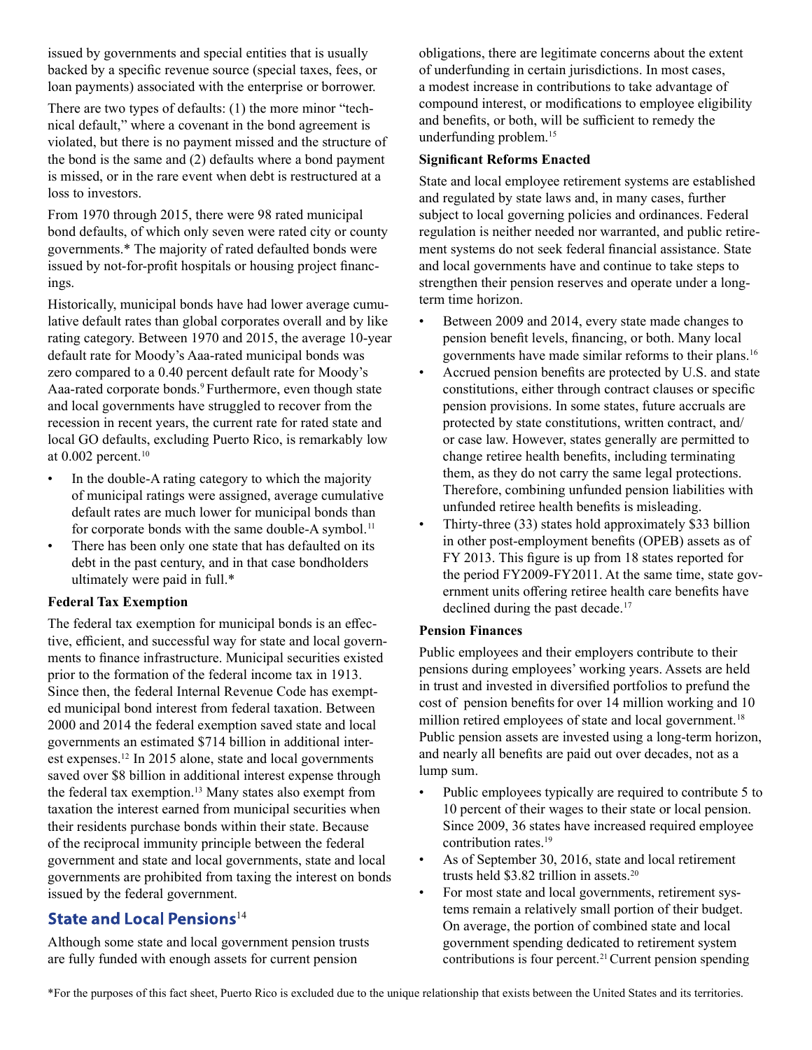issued by governments and special entities that is usually backed by a specific revenue source (special taxes, fees, or loan payments) associated with the enterprise or borrower.

There are two types of defaults: (1) the more minor "technical default," where a covenant in the bond agreement is violated, but there is no payment missed and the structure of the bond is the same and (2) defaults where a bond payment is missed, or in the rare event when debt is restructured at a loss to investors.

From 1970 through 2015, there were 98 rated municipal bond defaults, of which only seven were rated city or county governments.* The majority of rated defaulted bonds were issued by not-for-profit hospitals or housing project financings.

Historically, municipal bonds have had lower average cumulative default rates than global corporates overall and by like rating category. Between 1970 and 2015, the average 10-year default rate for Moody's Aaa-rated municipal bonds was zero compared to a 0.40 percent default rate for Moody's Aaa-rated corporate bonds.[9] Furthermore, even though state and local governments have struggled to recover from the recession in recent years, the current rate for rated state and local GO defaults, excluding Puerto Rico, is remarkably low at 0.002 percent.[10]

- In the double-A rating category to which the majority of municipal ratings were assigned, average cumulative default rates are much lower for municipal bonds than for corporate bonds with the same double-A symbol.[11]
- There has been only one state that has defaulted on its debt in the past century, and in that case bondholders ultimately were paid in full.*

**Federal Tax Exemption**

The federal tax exemption for municipal bonds is an effective, efficient, and successful way for state and local governments to finance infrastructure. Municipal securities existed prior to the formation of the federal income tax in 1913. Since then, the federal Internal Revenue Code has exempted municipal bond interest from federal taxation. Between 2000 and 2014 the federal exemption saved state and local governments an estimated $714 billion in additional interest expenses.[12] In 2015 alone, state and local governments saved over $8 billion in additional interest expense through the federal tax exemption.[13] Many states also exempt from taxation the interest earned from municipal securities when their residents purchase bonds within their state. Because of the reciprocal immunity principle between the federal government and state and local governments, state and local governments are prohibited from taxing the interest on bonds issued by the federal government.

## State and Local Pensions[14]

Although some state and local government pension trusts are fully funded with enough assets for current pension obligations, there are legitimate concerns about the extent of underfunding in certain jurisdictions. In most cases, a modest increase in contributions to take advantage of compound interest, or modifications to employee eligibility and benefits, or both, will be sufficient to remedy the underfunding problem.[15]

**Significant Reforms Enacted**

State and local employee retirement systems are established and regulated by state laws and, in many cases, further subject to local governing policies and ordinances. Federal regulation is neither needed nor warranted, and public retirement systems do not seek federal financial assistance. State and local governments have and continue to take steps to strengthen their pension reserves and operate under a long-term time horizon.

- Between 2009 and 2014, every state made changes to pension benefit levels, financing, or both. Many local governments have made similar reforms to their plans.[16]
- Accrued pension benefits are protected by U.S. and state constitutions, either through contract clauses or specific pension provisions. In some states, future accruals are protected by state constitutions, written contract, and/or case law. However, states generally are permitted to change retiree health benefits, including terminating them, as they do not carry the same legal protections. Therefore, combining unfunded pension liabilities with unfunded retiree health benefits is misleading.
- Thirty-three (33) states hold approximately $33 billion in other post-employment benefits (OPEB) assets as of FY 2013. This figure is up from 18 states reported for the period FY2009-FY2011. At the same time, state government units offering retiree health care benefits have declined during the past decade.[17]

**Pension Finances**

Public employees and their employers contribute to their pensions during employees' working years. Assets are held in trust and invested in diversified portfolios to prefund the cost of pension benefits for over 14 million working and 10 million retired employees of state and local government.[18] Public pension assets are invested using a long-term horizon, and nearly all benefits are paid out over decades, not as a lump sum.

- Public employees typically are required to contribute 5 to 10 percent of their wages to their state or local pension. Since 2009, 36 states have increased required employee contribution rates.[19]
- As of September 30, 2016, state and local retirement trusts held $3.82 trillion in assets.[20]
- For most state and local governments, retirement systems remain a relatively small portion of their budget. On average, the portion of combined state and local government spending dedicated to retirement system contributions is four percent.[21] Current pension spending

*For the purposes of this fact sheet, Puerto Rico is excluded due to the unique relationship that exists between the United States and its territories.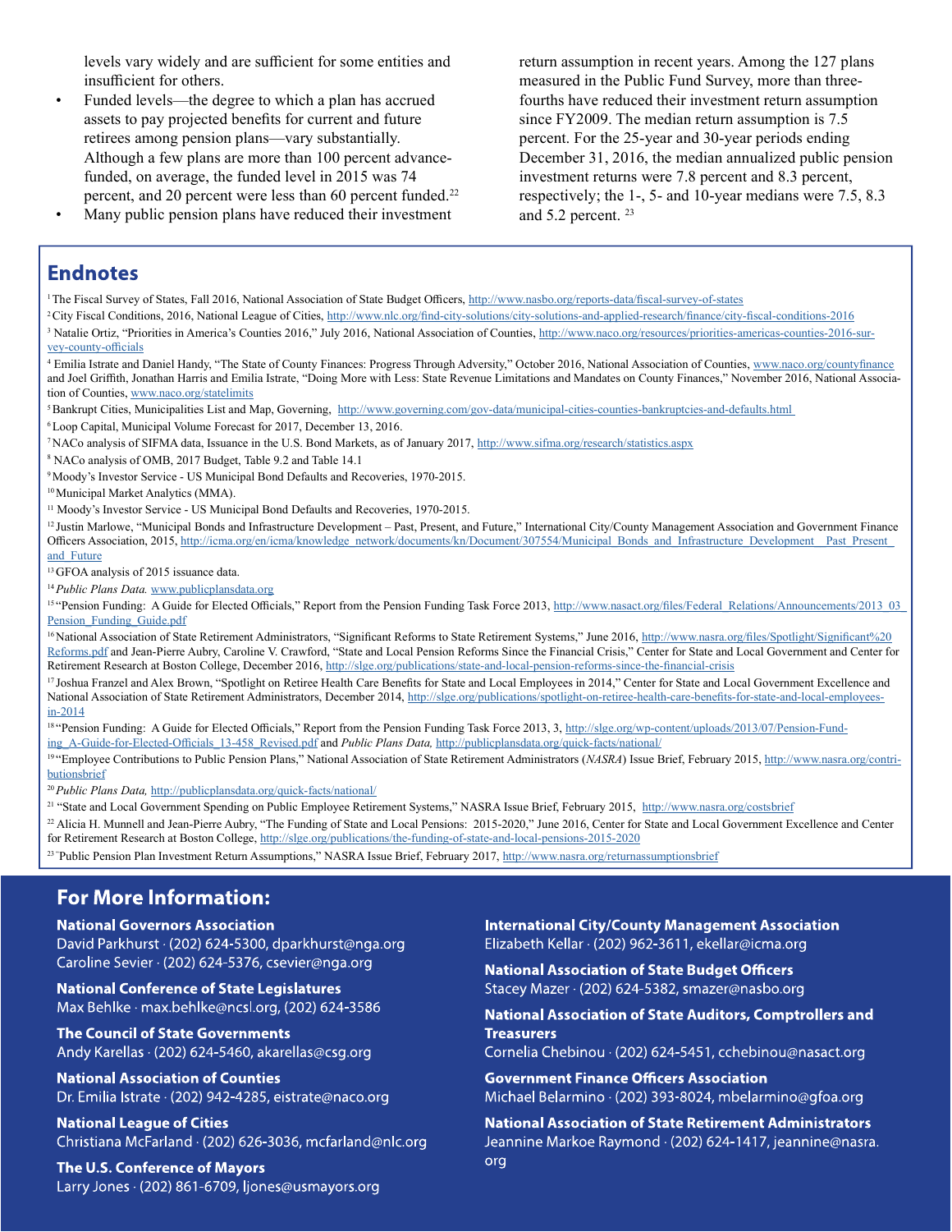levels vary widely and are sufficient for some entities and insufficient for others.

- Funded levels—the degree to which a plan has accrued assets to pay projected benefits for current and future retirees among pension plans—vary substantially. Although a few plans are more than 100 percent advance-funded, on average, the funded level in 2015 was 74 percent, and 20 percent were less than 60 percent funded.[22]
- Many public pension plans have reduced their investment return assumption in recent years. Among the 127 plans measured in the Public Fund Survey, more than three-fourths have reduced their investment return assumption since FY2009. The median return assumption is 7.5 percent. For the 25-year and 30-year periods ending December 31, 2016, the median annualized public pension investment returns were 7.8 percent and 8.3 percent, respectively; the 1-, 5- and 10-year medians were 7.5, 8.3 and 5.2 percent. [23]

## Endnotes

[1] The Fiscal Survey of States, Fall 2016, National Association of State Budget Officers, http://www.nasbo.org/reports-data/fiscal-survey-of-states

[2] City Fiscal Conditions, 2016, National League of Cities, http://www.nlc.org/find-city-solutions/city-solutions-and-applied-research/finance/city-fiscal-conditions-2016

[3] Natalie Ortiz, "Priorities in America's Counties 2016," July 2016, National Association of Counties, http://www.naco.org/resources/priorities-americas-counties-2016-survey-county-officials

[4] Emilia Istrate and Daniel Handy, "The State of County Finances: Progress Through Adversity," October 2016, National Association of Counties, www.naco.org/countyfinance and Joel Griffith, Jonathan Harris and Emilia Istrate, "Doing More with Less: State Revenue Limitations and Mandates on County Finances," November 2016, National Association of Counties, www.naco.org/statelimits

[5] Bankrupt Cities, Municipalities List and Map, Governing, http://www.governing.com/gov-data/municipal-cities-counties-bankruptcies-and-defaults.html

[6] Loop Capital, Municipal Volume Forecast for 2017, December 13, 2016.

[7] NACo analysis of SIFMA data, Issuance in the U.S. Bond Markets, as of January 2017, http://www.sifma.org/research/statistics.aspx

[8] NACo analysis of OMB, 2017 Budget, Table 9.2 and Table 14.1

[9] Moody's Investor Service - US Municipal Bond Defaults and Recoveries, 1970-2015.

[10] Municipal Market Analytics (MMA).

[11] Moody's Investor Service - US Municipal Bond Defaults and Recoveries, 1970-2015.

[12] Justin Marlowe, "Municipal Bonds and Infrastructure Development – Past, Present, and Future," International City/County Management Association and Government Finance Officers Association, 2015, http://icma.org/en/icma/knowledge_network/documents/kn/Document/307554/Municipal_Bonds_and_Infrastructure_Development__Past_Present_and_Future

[13] GFOA analysis of 2015 issuance data.

[14] *Public Plans Data.* www.publicplansdata.org

[15] "Pension Funding: A Guide for Elected Officials," Report from the Pension Funding Task Force 2013, http://www.nasact.org/files/Federal_Relations/Announcements/2013_03_Pension_Funding_Guide.pdf

[16] National Association of State Retirement Administrators, "Significant Reforms to State Retirement Systems," June 2016, http://www.nasra.org/files/Spotlight/Significant%20Reforms.pdf and Jean-Pierre Aubry, Caroline V. Crawford, "State and Local Pension Reforms Since the Financial Crisis," Center for State and Local Government and Center for Retirement Research at Boston College, December 2016, http://slge.org/publications/state-and-local-pension-reforms-since-the-financial-crisis

[17] Joshua Franzel and Alex Brown, "Spotlight on Retiree Health Care Benefits for State and Local Employees in 2014," Center for State and Local Government Excellence and National Association of State Retirement Administrators, December 2014, http://slge.org/publications/spotlight-on-retiree-health-care-benefits-for-state-and-local-employees-in-2014

[18] "Pension Funding: A Guide for Elected Officials," Report from the Pension Funding Task Force 2013, 3, http://slge.org/wp-content/uploads/2013/07/Pension-Funding_A-Guide-for-Elected-Officials_13-458_Revised.pdf and *Public Plans Data,* http://publicplansdata.org/quick-facts/national/

[19] "Employee Contributions to Public Pension Plans," National Association of State Retirement Administrators (*NASRA*) Issue Brief, February 2015, http://www.nasra.org/contributionsbrief

[20] *Public Plans Data,* http://publicplansdata.org/quick-facts/national/

[21] "State and Local Government Spending on Public Employee Retirement Systems," NASRA Issue Brief, February 2015, http://www.nasra.org/costsbrief

[22] Alicia H. Munnell and Jean-Pierre Aubry, "The Funding of State and Local Pensions: 2015-2020," June 2016, Center for State and Local Government Excellence and Center for Retirement Research at Boston College, http://slge.org/publications/the-funding-of-state-and-local-pensions-2015-2020

[23] "Public Pension Plan Investment Return Assumptions," NASRA Issue Brief, February 2017, http://www.nasra.org/returnassumptionsbrief

## For More Information:

**National Governors Association**
David Parkhurst · (202) 624-5300, dparkhurst@nga.org
Caroline Sevier · (202) 624-5376, csevier@nga.org

**National Conference of State Legislatures**
Max Behlke · max.behlke@ncsl.org, (202) 624-3586

**The Council of State Governments**
Andy Karellas · (202) 624-5460, akarellas@csg.org

**National Association of Counties**
Dr. Emilia Istrate · (202) 942-4285, eistrate@naco.org

**National League of Cities**
Christiana McFarland · (202) 626-3036, mcfarland@nlc.org

**The U.S. Conference of Mayors**
Larry Jones · (202) 861-6709, ljones@usmayors.org

**International City/County Management Association**
Elizabeth Kellar · (202) 962-3611, ekellar@icma.org

**National Association of State Budget Officers**
Stacey Mazer · (202) 624-5382, smazer@nasbo.org

**National Association of State Auditors, Comptrollers and Treasurers**
Cornelia Chebinou · (202) 624-5451, cchebinou@nasact.org

**Government Finance Officers Association**
Michael Belarmino · (202) 393-8024, mbelarmino@gfoa.org

**National Association of State Retirement Administrators**
Jeannine Markoe Raymond · (202) 624-1417, jeannine@nasra.org